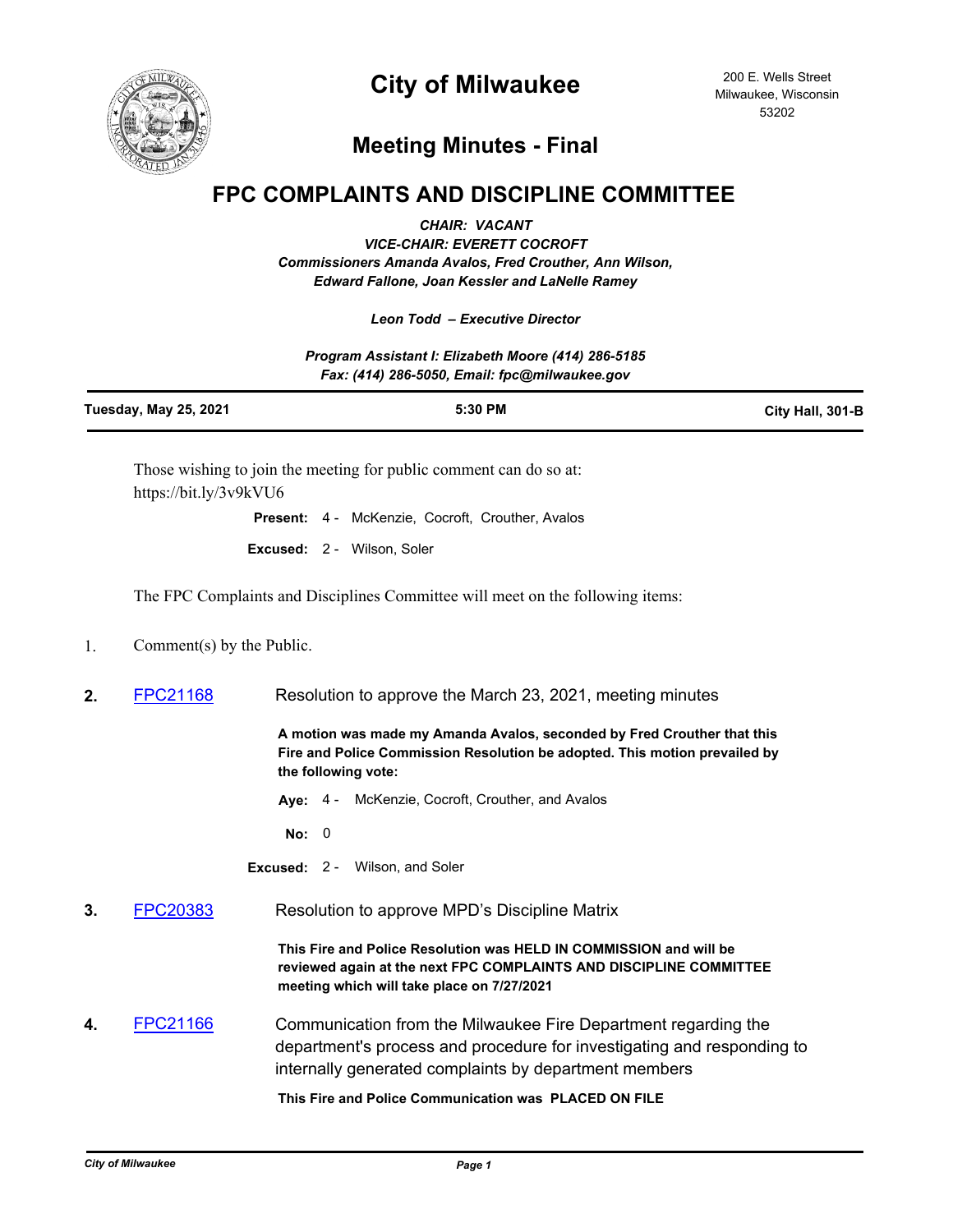# City of Milwaukee

200 E. Wells Street
Milwaukee, Wisconsin
53202

## Meeting Minutes - Final

## FPC COMPLAINTS AND DISCIPLINE COMMITTEE

***CHAIR: VACANT***
***VICE-CHAIR: EVERETT COCROFT***
***Commissioners Amanda Avalos, Fred Crouther, Ann Wilson, Edward Fallone, Joan Kessler and LaNelle Ramey***

***Leon Todd – Executive Director***

***Program Assistant I: Elizabeth Moore (414) 286-5185***
***Fax: (414) 286-5050, Email: fpc@milwaukee.gov***

**Tuesday, May 25, 2021** | **5:30 PM** | **City Hall, 301-B**

Those wishing to join the meeting for public comment can do so at: https://bit.ly/3v9kVU6

**Present:** 4 - McKenzie, Cocroft, Crouther, Avalos

**Excused:** 2 - Wilson, Soler

The FPC Complaints and Disciplines Committee will meet on the following items:

1. Comment(s) by the Public.

2. FPC21168 Resolution to approve the March 23, 2021, meeting minutes

   **A motion was made my Amanda Avalos, seconded by Fred Crouther that this Fire and Police Commission Resolution be adopted. This motion prevailed by the following vote:**

   **Aye:** 4 - McKenzie, Cocroft, Crouther, and Avalos

   **No:** 0

   **Excused:** 2 - Wilson, and Soler

3. FPC20383 Resolution to approve MPD's Discipline Matrix

   **This Fire and Police Resolution was HELD IN COMMISSION and will be reviewed again at the next FPC COMPLAINTS AND DISCIPLINE COMMITTEE meeting which will take place on 7/27/2021**

4. FPC21166 Communication from the Milwaukee Fire Department regarding the department's process and procedure for investigating and responding to internally generated complaints by department members

   **This Fire and Police Communication was PLACED ON FILE**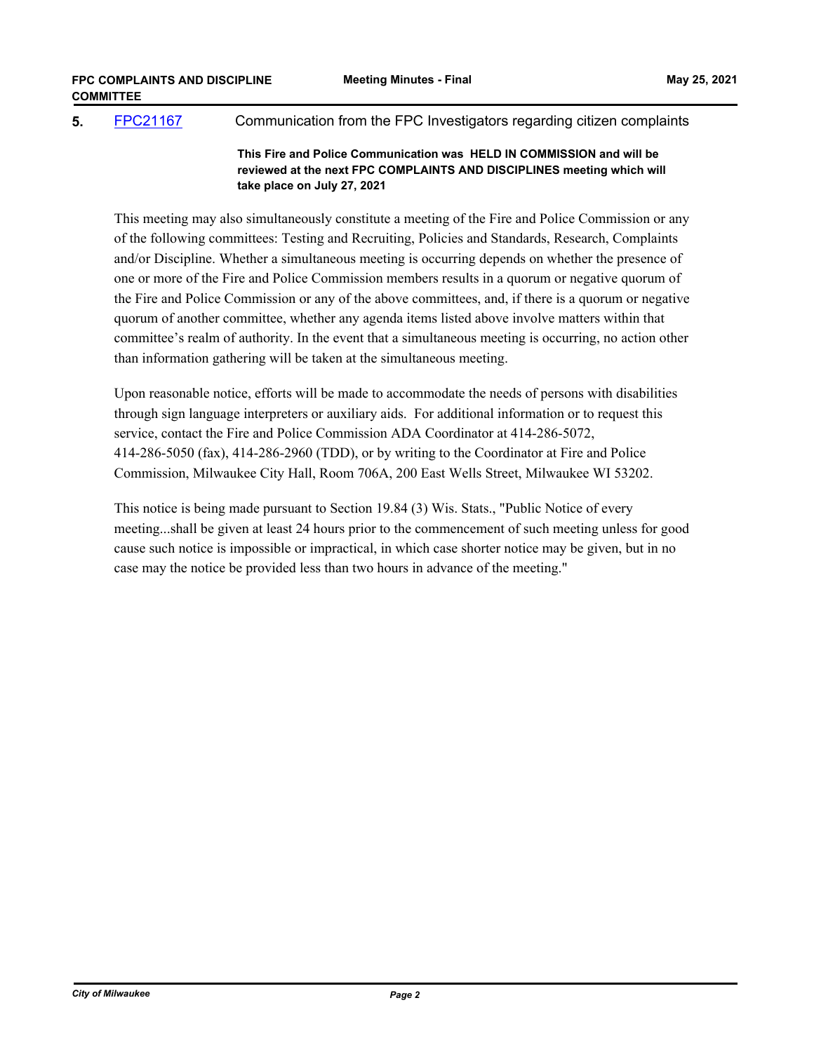**5.** FPC21167 Communication from the FPC Investigators regarding citizen complaints

**This Fire and Police Communication was HELD IN COMMISSION and will be reviewed at the next FPC COMPLAINTS AND DISCIPLINES meeting which will take place on July 27, 2021**

This meeting may also simultaneously constitute a meeting of the Fire and Police Commission or any of the following committees: Testing and Recruiting, Policies and Standards, Research, Complaints and/or Discipline. Whether a simultaneous meeting is occurring depends on whether the presence of one or more of the Fire and Police Commission members results in a quorum or negative quorum of the Fire and Police Commission or any of the above committees, and, if there is a quorum or negative quorum of another committee, whether any agenda items listed above involve matters within that committee's realm of authority. In the event that a simultaneous meeting is occurring, no action other than information gathering will be taken at the simultaneous meeting.

Upon reasonable notice, efforts will be made to accommodate the needs of persons with disabilities through sign language interpreters or auxiliary aids. For additional information or to request this service, contact the Fire and Police Commission ADA Coordinator at 414-286-5072, 414-286-5050 (fax), 414-286-2960 (TDD), or by writing to the Coordinator at Fire and Police Commission, Milwaukee City Hall, Room 706A, 200 East Wells Street, Milwaukee WI 53202.

This notice is being made pursuant to Section 19.84 (3) Wis. Stats., "Public Notice of every meeting...shall be given at least 24 hours prior to the commencement of such meeting unless for good cause such notice is impossible or impractical, in which case shorter notice may be given, but in no case may the notice be provided less than two hours in advance of the meeting."